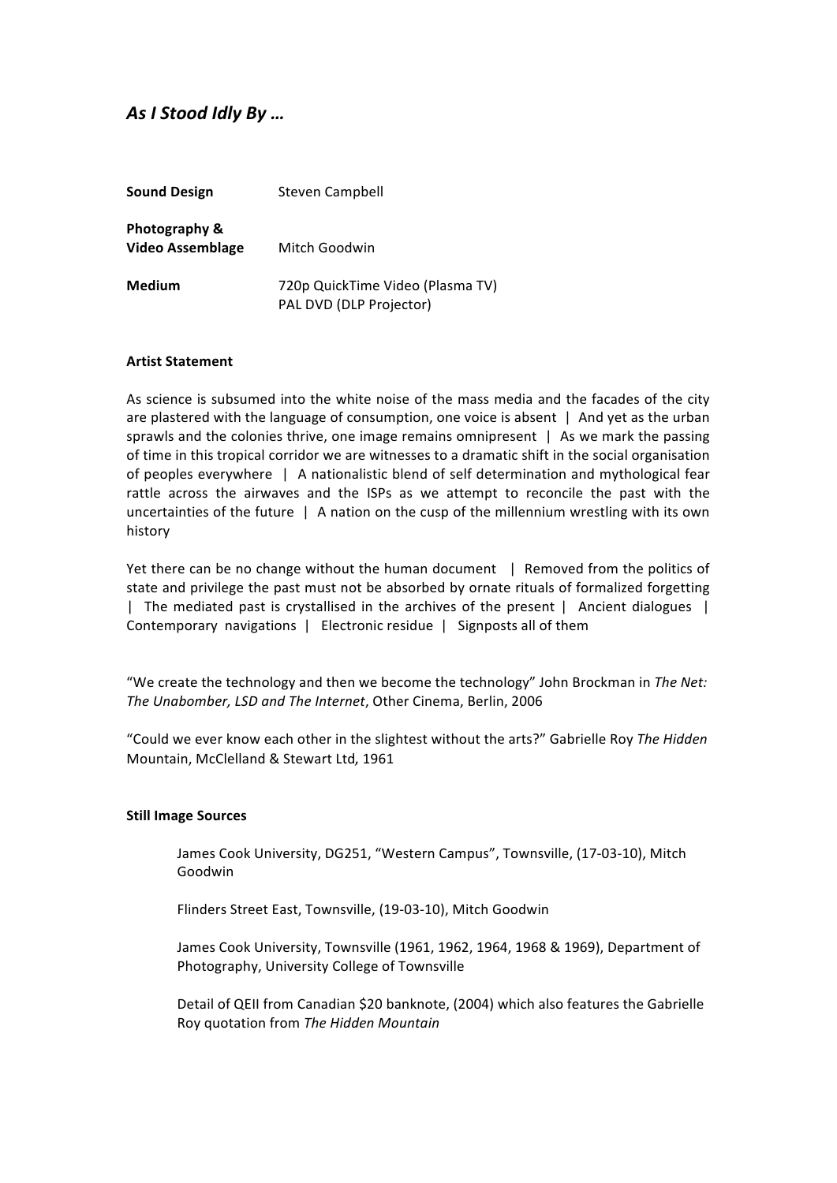# *As I Stood Idly By …*

| | |
|---|---|
| **Sound Design** | Steven Campbell |
| **Photography & Video Assemblage** | Mitch Goodwin |
| **Medium** | 720p QuickTime Video (Plasma TV)<br>PAL DVD (DLP Projector) |

**Artist Statement**

As science is subsumed into the white noise of the mass media and the facades of the city are plastered with the language of consumption, one voice is absent | And yet as the urban sprawls and the colonies thrive, one image remains omnipresent | As we mark the passing of time in this tropical corridor we are witnesses to a dramatic shift in the social organisation of peoples everywhere | A nationalistic blend of self determination and mythological fear rattle across the airwaves and the ISPs as we attempt to reconcile the past with the uncertainties of the future | A nation on the cusp of the millennium wrestling with its own history

Yet there can be no change without the human document | Removed from the politics of state and privilege the past must not be absorbed by ornate rituals of formalized forgetting | The mediated past is crystallised in the archives of the present | Ancient dialogues | Contemporary navigations | Electronic residue | Signposts all of them

"We create the technology and then we become the technology" John Brockman in *The Net: The Unabomber, LSD and The Internet*, Other Cinema, Berlin, 2006

"Could we ever know each other in the slightest without the arts?" Gabrielle Roy *The Hidden* Mountain, McClelland & Stewart Ltd*,* 1961

**Still Image Sources**

James Cook University, DG251, "Western Campus", Townsville, (17-03-10), Mitch Goodwin

Flinders Street East, Townsville, (19-03-10), Mitch Goodwin

James Cook University, Townsville (1961, 1962, 1964, 1968 & 1969), Department of Photography, University College of Townsville

Detail of QEII from Canadian $20 banknote, (2004) which also features the Gabrielle Roy quotation from *The Hidden Mountain*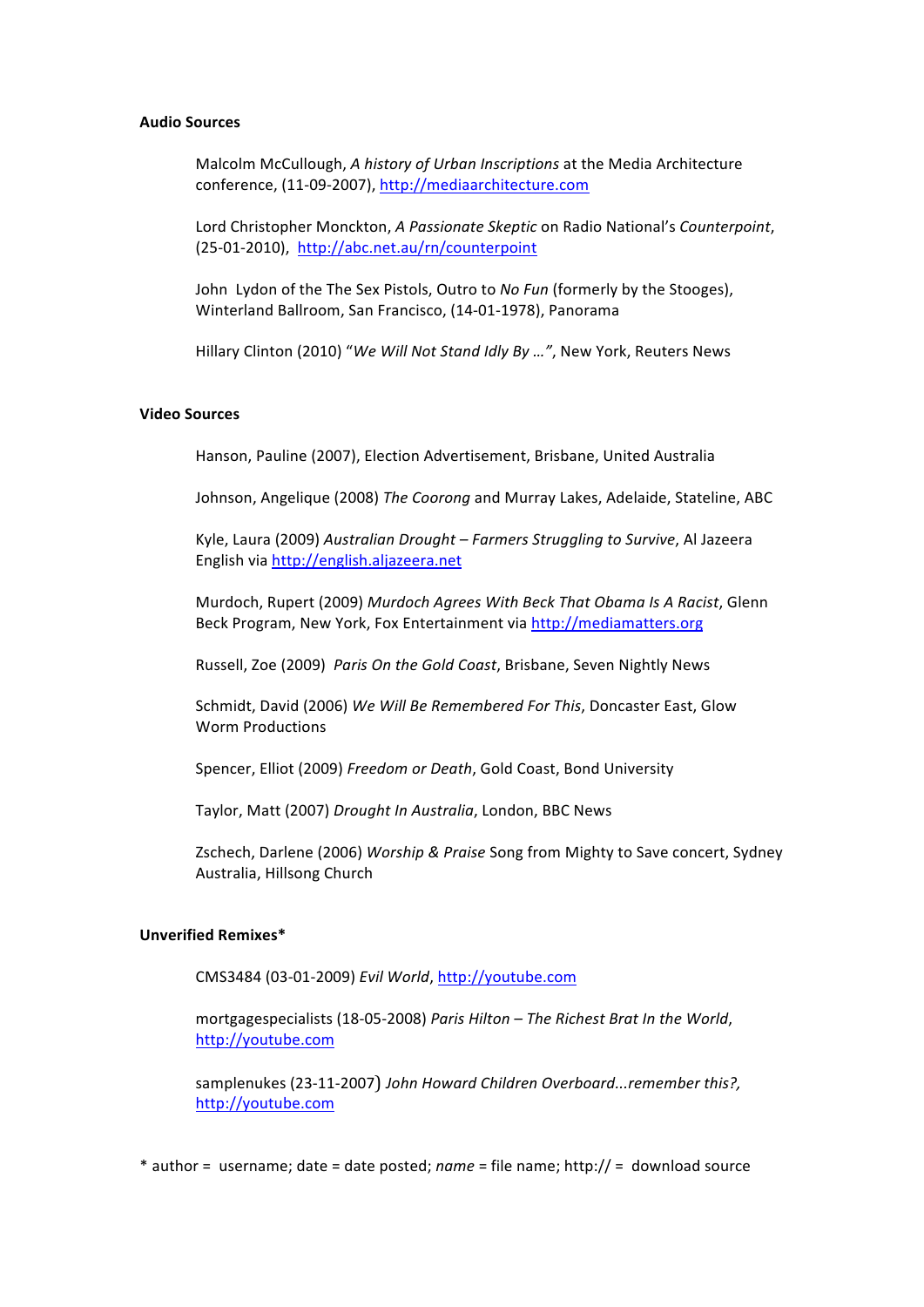**Audio Sources**

Malcolm McCullough, *A history of Urban Inscriptions* at the Media Architecture conference, (11-09-2007), http://mediaarchitecture.com

Lord Christopher Monckton, *A Passionate Skeptic* on Radio National's *Counterpoint*, (25-01-2010), http://abc.net.au/rn/counterpoint

John Lydon of the The Sex Pistols, Outro to *No Fun* (formerly by the Stooges), Winterland Ballroom, San Francisco, (14-01-1978), Panorama

Hillary Clinton (2010) "*We Will Not Stand Idly By …"*, New York, Reuters News

**Video Sources**

Hanson, Pauline (2007), Election Advertisement, Brisbane, United Australia

Johnson, Angelique (2008) *The Coorong* and Murray Lakes, Adelaide, Stateline, ABC

Kyle, Laura (2009) *Australian Drought – Farmers Struggling to Survive*, Al Jazeera English via http://english.aljazeera.net

Murdoch, Rupert (2009) *Murdoch Agrees With Beck That Obama Is A Racist*, Glenn Beck Program, New York, Fox Entertainment via http://mediamatters.org

Russell, Zoe (2009) *Paris On the Gold Coast*, Brisbane, Seven Nightly News

Schmidt, David (2006) *We Will Be Remembered For This*, Doncaster East, Glow Worm Productions

Spencer, Elliot (2009) *Freedom or Death*, Gold Coast, Bond University

Taylor, Matt (2007) *Drought In Australia*, London, BBC News

Zschech, Darlene (2006) *Worship & Praise* Song from Mighty to Save concert, Sydney Australia, Hillsong Church

**Unverified Remixes***

CMS3484 (03-01-2009) *Evil World*, http://youtube.com

mortgagespecialists (18-05-2008) *Paris Hilton – The Richest Brat In the World*, http://youtube.com

samplenukes (23-11-2007) *John Howard Children Overboard...remember this?,* http://youtube.com

* author = username; date = date posted; *name* = file name; http:// = download source